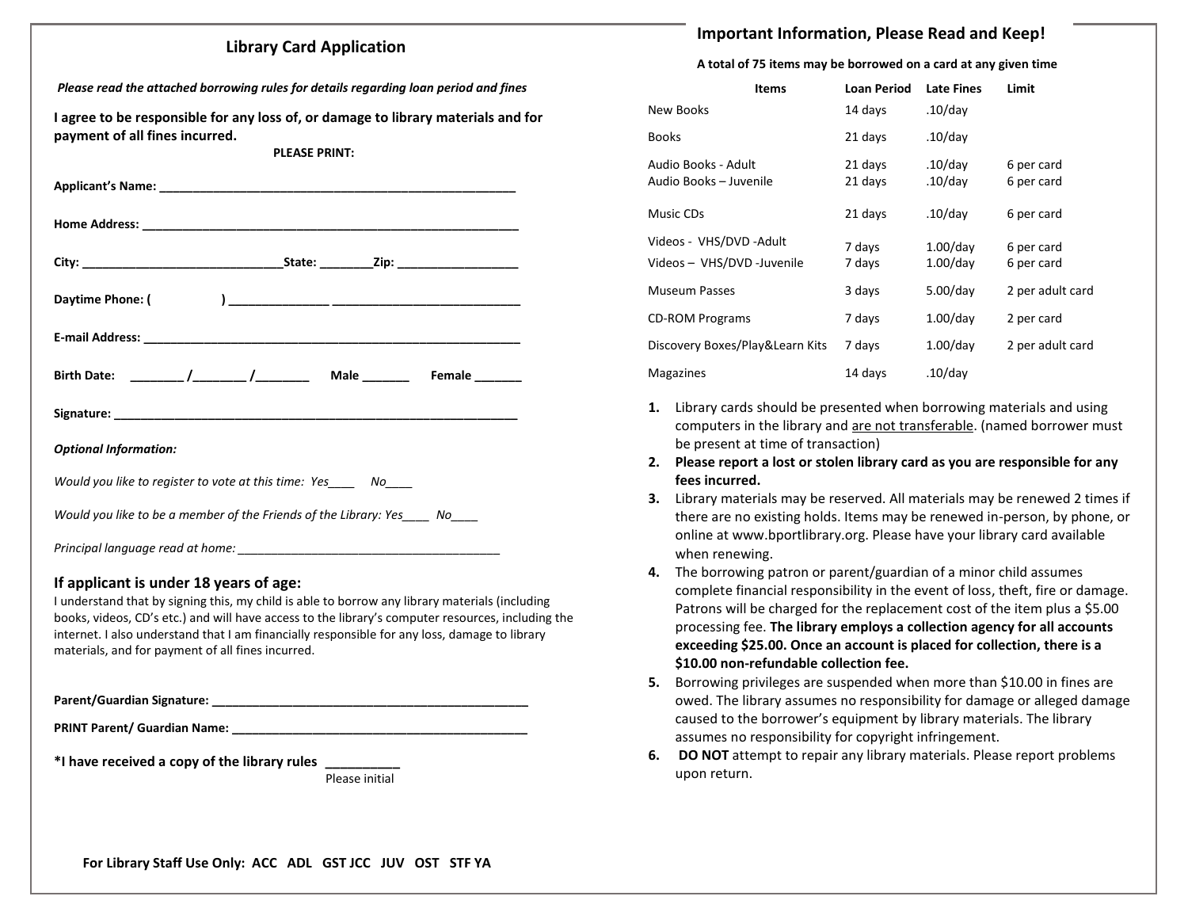## Library Card Application

***Please read the attached borrowing rules for details regarding loan period and fines***

**I agree to be responsible for any loss of, or damage to library materials and for payment of all fines incurred.**

**PLEASE PRINT:**

**Applicant's Name:** _______________________________________________

**Home Address:** _______________________________________________

**City:** ___________________________**State:** ________**Zip:** _________________

**Daytime Phone: (                )** ______________ ___________________________

**E-mail Address:** _______________________________________________

**Birth Date:** ________ /________ /________ **Male** _______ **Female** _______

**Signature:** _______________________________________________

***Optional Information:***

*Would you like to register to vote at this time: Yes____ No____*

*Would you like to be a member of the Friends of the Library: Yes____ No____*

*Principal language read at home:* ______________________________________

### If applicant is under 18 years of age:

I understand that by signing this, my child is able to borrow any library materials (including books, videos, CD's etc.) and will have access to the library's computer resources, including the internet. I also understand that I am financially responsible for any loss, damage to library materials, and for payment of all fines incurred.

**Parent/Guardian Signature:** _______________________________________________

**PRINT Parent/ Guardian Name:** _______________________________________________

**\*I have received a copy of the library rules** __________
Please initial

**For Library Staff Use Only: ACC ADL GST JCC JUV OST STF YA**

## Important Information, Please Read and Keep!

**A total of 75 items may be borrowed on a card at any given time**

| Items | Loan Period | Late Fines | Limit |
|---|---|---|---|
| New Books | 14 days | .10/day | |
| Books | 21 days | .10/day | |
| Audio Books - Adult | 21 days | .10/day | 6 per card |
| Audio Books – Juvenile | 21 days | .10/day | 6 per card |
| Music CDs | 21 days | .10/day | 6 per card |
| Videos - VHS/DVD -Adult | 7 days | 1.00/day | 6 per card |
| Videos – VHS/DVD -Juvenile | 7 days | 1.00/day | 6 per card |
| Museum Passes | 3 days | 5.00/day | 2 per adult card |
| CD-ROM Programs | 7 days | 1.00/day | 2 per card |
| Discovery Boxes/Play&Learn Kits | 7 days | 1.00/day | 2 per adult card |
| Magazines | 14 days | .10/day | |

1. Library cards should be presented when borrowing materials and using computers in the library and <u>are not transferable</u>. (named borrower must be present at time of transaction)
2. **Please report a lost or stolen library card as you are responsible for any fees incurred.**
3. Library materials may be reserved. All materials may be renewed 2 times if there are no existing holds. Items may be renewed in-person, by phone, or online at www.bportlibrary.org. Please have your library card available when renewing.
4. The borrowing patron or parent/guardian of a minor child assumes complete financial responsibility in the event of loss, theft, fire or damage. Patrons will be charged for the replacement cost of the item plus a $5.00 processing fee. **The library employs a collection agency for all accounts exceeding $25.00. Once an account is placed for collection, there is a $10.00 non-refundable collection fee.**
5. Borrowing privileges are suspended when more than $10.00 in fines are owed. The library assumes no responsibility for damage or alleged damage caused to the borrower's equipment by library materials. The library assumes no responsibility for copyright infringement.
6. **DO NOT** attempt to repair any library materials. Please report problems upon return.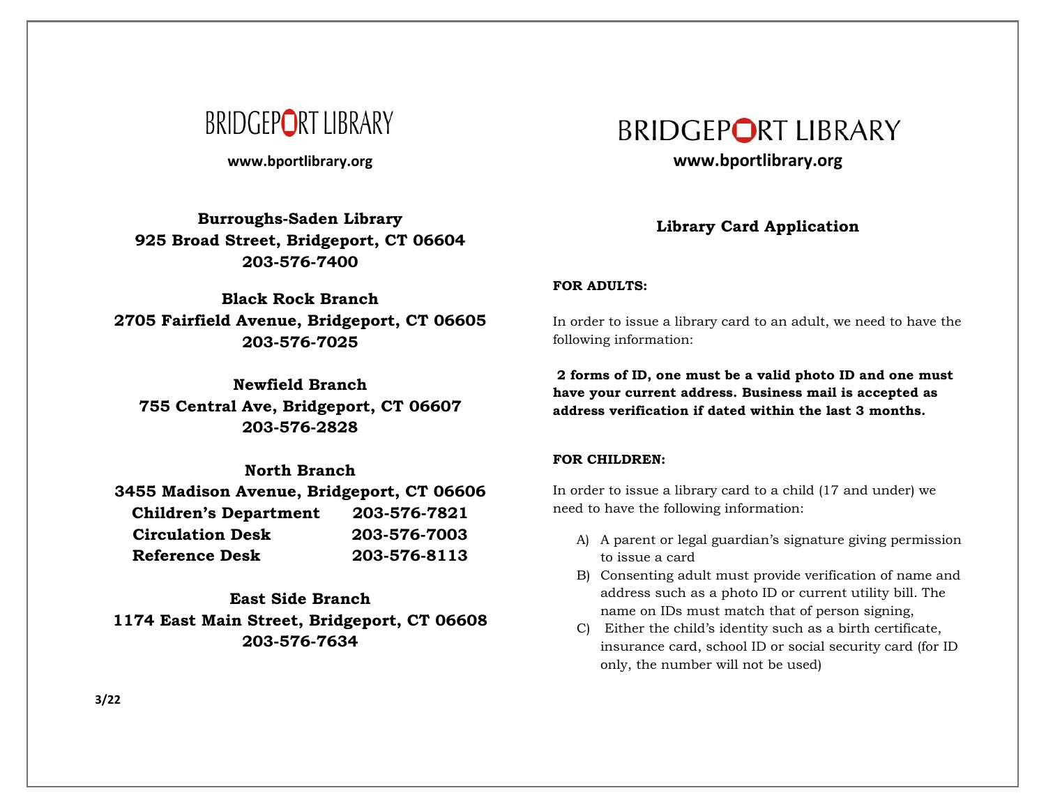# BRIDGEPORT LIBRARY

**www.bportlibrary.org**

**Burroughs-Saden Library**
**925 Broad Street, Bridgeport, CT 06604**
**203-576-7400**

**Black Rock Branch**
**2705 Fairfield Avenue, Bridgeport, CT 06605**
**203-576-7025**

**Newfield Branch**
**755 Central Ave, Bridgeport, CT 06607**
**203-576-2828**

**North Branch**
**3455 Madison Avenue, Bridgeport, CT 06606**

| | |
|---|---|
| **Children's Department** | **203-576-7821** |
| **Circulation Desk** | **203-576-7003** |
| **Reference Desk** | **203-576-8113** |

**East Side Branch**
**1174 East Main Street, Bridgeport, CT 06608**
**203-576-7634**

**3/22**

# BRIDGEPORT LIBRARY

**www.bportlibrary.org**

## Library Card Application

**FOR ADULTS:**

In order to issue a library card to an adult, we need to have the following information:

**2 forms of ID, one must be a valid photo ID and one must have your current address. Business mail is accepted as address verification if dated within the last 3 months.**

**FOR CHILDREN:**

In order to issue a library card to a child (17 and under) we need to have the following information:

A) A parent or legal guardian's signature giving permission to issue a card
B) Consenting adult must provide verification of name and address such as a photo ID or current utility bill. The name on IDs must match that of person signing,
C) Either the child's identity such as a birth certificate, insurance card, school ID or social security card (for ID only, the number will not be used)